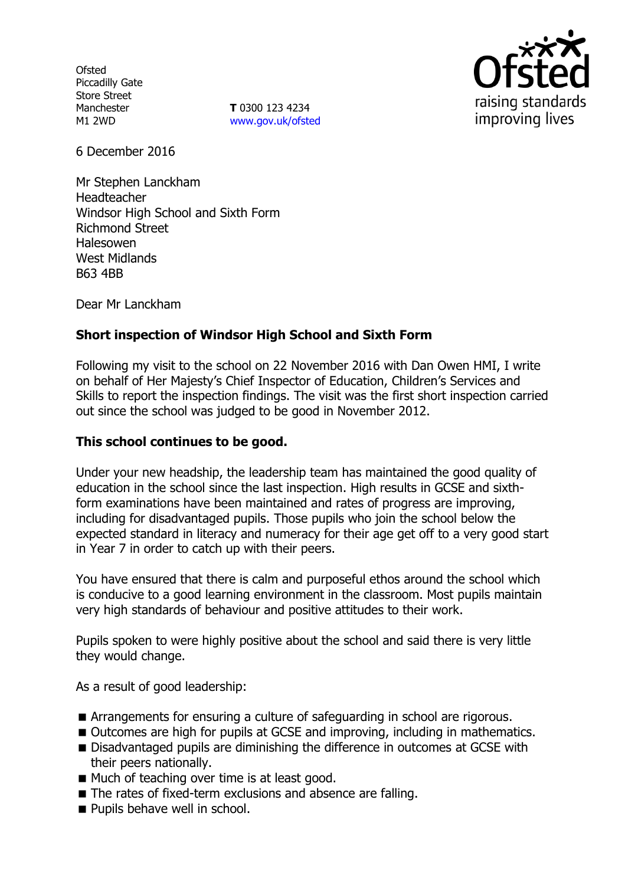Ofsted
Piccadilly Gate
Store Street
Manchester
M1 2WD

**T** 0300 123 4234
www.gov.uk/ofsted

6 December 2016

Mr Stephen Lanckham
Headteacher
Windsor High School and Sixth Form
Richmond Street
Halesowen
West Midlands
B63 4BB

Dear Mr Lanckham

**Short inspection of Windsor High School and Sixth Form**

Following my visit to the school on 22 November 2016 with Dan Owen HMI, I write on behalf of Her Majesty's Chief Inspector of Education, Children's Services and Skills to report the inspection findings. The visit was the first short inspection carried out since the school was judged to be good in November 2012.

**This school continues to be good.**

Under your new headship, the leadership team has maintained the good quality of education in the school since the last inspection. High results in GCSE and sixth-form examinations have been maintained and rates of progress are improving, including for disadvantaged pupils. Those pupils who join the school below the expected standard in literacy and numeracy for their age get off to a very good start in Year 7 in order to catch up with their peers.

You have ensured that there is calm and purposeful ethos around the school which is conducive to a good learning environment in the classroom. Most pupils maintain very high standards of behaviour and positive attitudes to their work.

Pupils spoken to were highly positive about the school and said there is very little they would change.

As a result of good leadership:

- Arrangements for ensuring a culture of safeguarding in school are rigorous.
- Outcomes are high for pupils at GCSE and improving, including in mathematics.
- Disadvantaged pupils are diminishing the difference in outcomes at GCSE with their peers nationally.
- Much of teaching over time is at least good.
- The rates of fixed-term exclusions and absence are falling.
- Pupils behave well in school.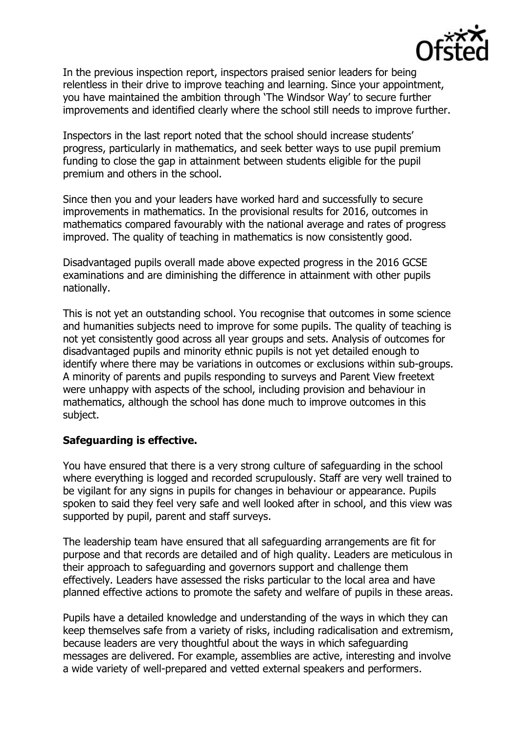In the previous inspection report, inspectors praised senior leaders for being relentless in their drive to improve teaching and learning. Since your appointment, you have maintained the ambition through 'The Windsor Way' to secure further improvements and identified clearly where the school still needs to improve further.

Inspectors in the last report noted that the school should increase students' progress, particularly in mathematics, and seek better ways to use pupil premium funding to close the gap in attainment between students eligible for the pupil premium and others in the school.

Since then you and your leaders have worked hard and successfully to secure improvements in mathematics. In the provisional results for 2016, outcomes in mathematics compared favourably with the national average and rates of progress improved. The quality of teaching in mathematics is now consistently good.

Disadvantaged pupils overall made above expected progress in the 2016 GCSE examinations and are diminishing the difference in attainment with other pupils nationally.

This is not yet an outstanding school. You recognise that outcomes in some science and humanities subjects need to improve for some pupils. The quality of teaching is not yet consistently good across all year groups and sets. Analysis of outcomes for disadvantaged pupils and minority ethnic pupils is not yet detailed enough to identify where there may be variations in outcomes or exclusions within sub-groups. A minority of parents and pupils responding to surveys and Parent View freetext were unhappy with aspects of the school, including provision and behaviour in mathematics, although the school has done much to improve outcomes in this subject.

**Safeguarding is effective.**

You have ensured that there is a very strong culture of safeguarding in the school where everything is logged and recorded scrupulously. Staff are very well trained to be vigilant for any signs in pupils for changes in behaviour or appearance. Pupils spoken to said they feel very safe and well looked after in school, and this view was supported by pupil, parent and staff surveys.

The leadership team have ensured that all safeguarding arrangements are fit for purpose and that records are detailed and of high quality. Leaders are meticulous in their approach to safeguarding and governors support and challenge them effectively. Leaders have assessed the risks particular to the local area and have planned effective actions to promote the safety and welfare of pupils in these areas.

Pupils have a detailed knowledge and understanding of the ways in which they can keep themselves safe from a variety of risks, including radicalisation and extremism, because leaders are very thoughtful about the ways in which safeguarding messages are delivered. For example, assemblies are active, interesting and involve a wide variety of well-prepared and vetted external speakers and performers.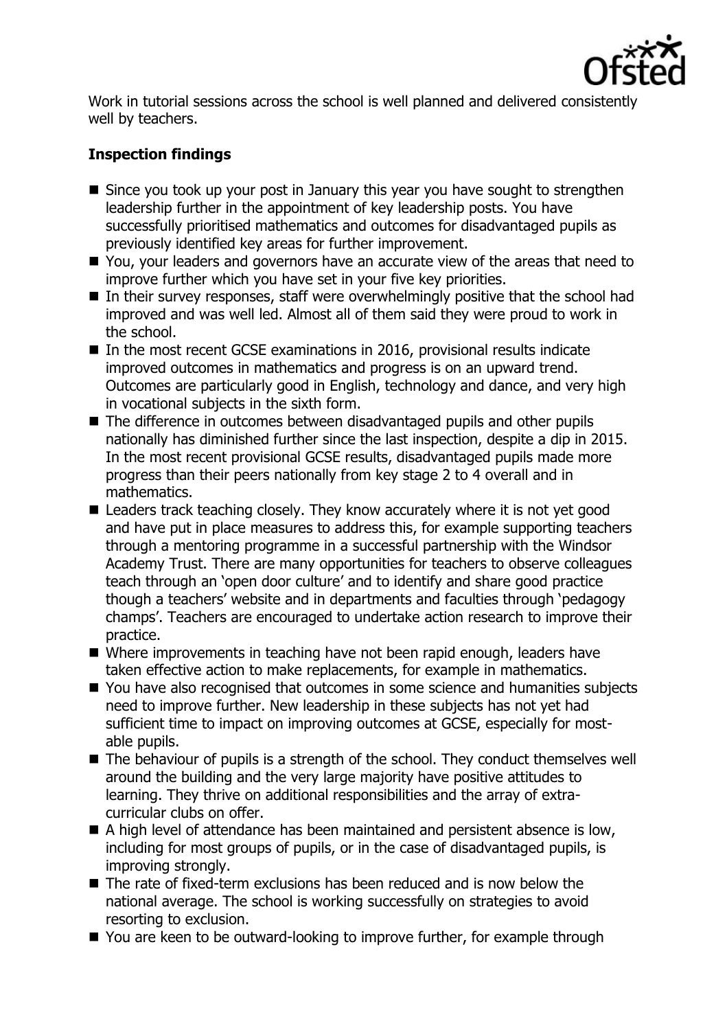Work in tutorial sessions across the school is well planned and delivered consistently well by teachers.

**Inspection findings**

- Since you took up your post in January this year you have sought to strengthen leadership further in the appointment of key leadership posts. You have successfully prioritised mathematics and outcomes for disadvantaged pupils as previously identified key areas for further improvement.
- You, your leaders and governors have an accurate view of the areas that need to improve further which you have set in your five key priorities.
- In their survey responses, staff were overwhelmingly positive that the school had improved and was well led. Almost all of them said they were proud to work in the school.
- In the most recent GCSE examinations in 2016, provisional results indicate improved outcomes in mathematics and progress is on an upward trend. Outcomes are particularly good in English, technology and dance, and very high in vocational subjects in the sixth form.
- The difference in outcomes between disadvantaged pupils and other pupils nationally has diminished further since the last inspection, despite a dip in 2015. In the most recent provisional GCSE results, disadvantaged pupils made more progress than their peers nationally from key stage 2 to 4 overall and in mathematics.
- Leaders track teaching closely. They know accurately where it is not yet good and have put in place measures to address this, for example supporting teachers through a mentoring programme in a successful partnership with the Windsor Academy Trust. There are many opportunities for teachers to observe colleagues teach through an 'open door culture' and to identify and share good practice though a teachers' website and in departments and faculties through 'pedagogy champs'. Teachers are encouraged to undertake action research to improve their practice.
- Where improvements in teaching have not been rapid enough, leaders have taken effective action to make replacements, for example in mathematics.
- You have also recognised that outcomes in some science and humanities subjects need to improve further. New leadership in these subjects has not yet had sufficient time to impact on improving outcomes at GCSE, especially for most-able pupils.
- The behaviour of pupils is a strength of the school. They conduct themselves well around the building and the very large majority have positive attitudes to learning. They thrive on additional responsibilities and the array of extra-curricular clubs on offer.
- A high level of attendance has been maintained and persistent absence is low, including for most groups of pupils, or in the case of disadvantaged pupils, is improving strongly.
- The rate of fixed-term exclusions has been reduced and is now below the national average. The school is working successfully on strategies to avoid resorting to exclusion.
- You are keen to be outward-looking to improve further, for example through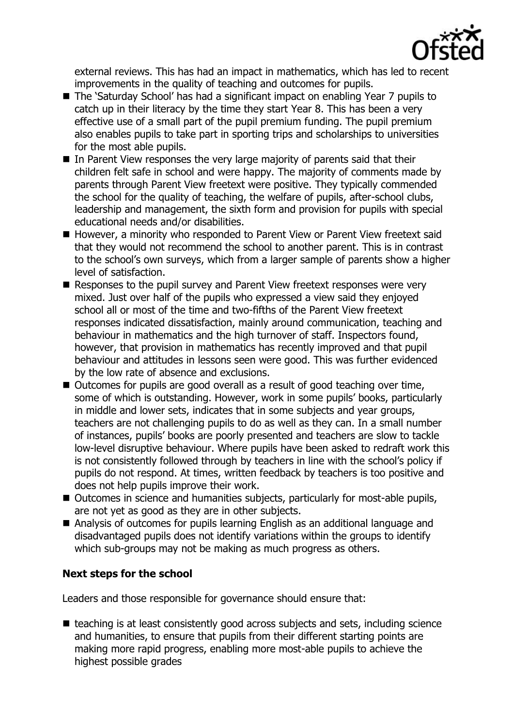external reviews. This has had an impact in mathematics, which has led to recent improvements in the quality of teaching and outcomes for pupils.

- The 'Saturday School' has had a significant impact on enabling Year 7 pupils to catch up in their literacy by the time they start Year 8. This has been a very effective use of a small part of the pupil premium funding. The pupil premium also enables pupils to take part in sporting trips and scholarships to universities for the most able pupils.
- In Parent View responses the very large majority of parents said that their children felt safe in school and were happy. The majority of comments made by parents through Parent View freetext were positive. They typically commended the school for the quality of teaching, the welfare of pupils, after-school clubs, leadership and management, the sixth form and provision for pupils with special educational needs and/or disabilities.
- However, a minority who responded to Parent View or Parent View freetext said that they would not recommend the school to another parent. This is in contrast to the school's own surveys, which from a larger sample of parents show a higher level of satisfaction.
- Responses to the pupil survey and Parent View freetext responses were very mixed. Just over half of the pupils who expressed a view said they enjoyed school all or most of the time and two-fifths of the Parent View freetext responses indicated dissatisfaction, mainly around communication, teaching and behaviour in mathematics and the high turnover of staff. Inspectors found, however, that provision in mathematics has recently improved and that pupil behaviour and attitudes in lessons seen were good. This was further evidenced by the low rate of absence and exclusions.
- Outcomes for pupils are good overall as a result of good teaching over time, some of which is outstanding. However, work in some pupils' books, particularly in middle and lower sets, indicates that in some subjects and year groups, teachers are not challenging pupils to do as well as they can. In a small number of instances, pupils' books are poorly presented and teachers are slow to tackle low-level disruptive behaviour. Where pupils have been asked to redraft work this is not consistently followed through by teachers in line with the school's policy if pupils do not respond. At times, written feedback by teachers is too positive and does not help pupils improve their work.
- Outcomes in science and humanities subjects, particularly for most-able pupils, are not yet as good as they are in other subjects.
- Analysis of outcomes for pupils learning English as an additional language and disadvantaged pupils does not identify variations within the groups to identify which sub-groups may not be making as much progress as others.

### Next steps for the school

Leaders and those responsible for governance should ensure that:

- teaching is at least consistently good across subjects and sets, including science and humanities, to ensure that pupils from their different starting points are making more rapid progress, enabling more most-able pupils to achieve the highest possible grades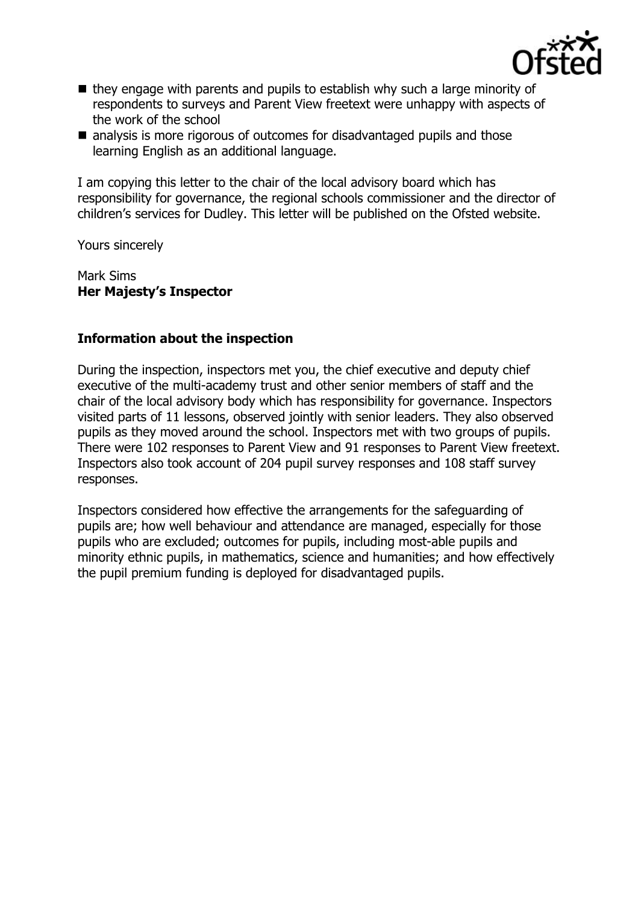- they engage with parents and pupils to establish why such a large minority of respondents to surveys and Parent View freetext were unhappy with aspects of the work of the school
- analysis is more rigorous of outcomes for disadvantaged pupils and those learning English as an additional language.

I am copying this letter to the chair of the local advisory board which has responsibility for governance, the regional schools commissioner and the director of children's services for Dudley. This letter will be published on the Ofsted website.

Yours sincerely

Mark Sims
**Her Majesty's Inspector**

## Information about the inspection

During the inspection, inspectors met you, the chief executive and deputy chief executive of the multi-academy trust and other senior members of staff and the chair of the local advisory body which has responsibility for governance. Inspectors visited parts of 11 lessons, observed jointly with senior leaders. They also observed pupils as they moved around the school. Inspectors met with two groups of pupils. There were 102 responses to Parent View and 91 responses to Parent View freetext. Inspectors also took account of 204 pupil survey responses and 108 staff survey responses.

Inspectors considered how effective the arrangements for the safeguarding of pupils are; how well behaviour and attendance are managed, especially for those pupils who are excluded; outcomes for pupils, including most-able pupils and minority ethnic pupils, in mathematics, science and humanities; and how effectively the pupil premium funding is deployed for disadvantaged pupils.